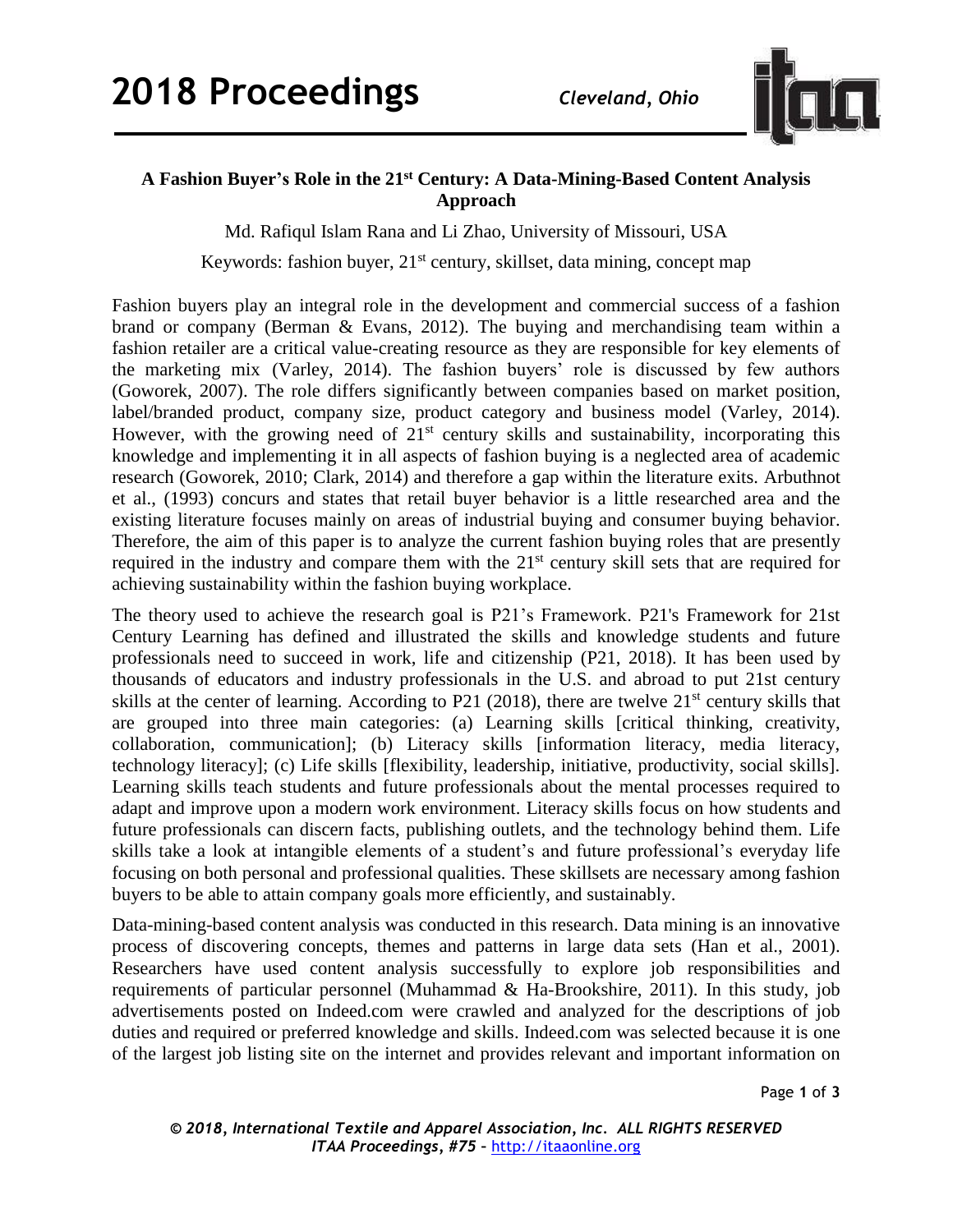# A Fashion Buyer's Role in the 21st Century: A Data-Mining-Based Content Analysis Approach

Md. Rafiqul Islam Rana and Li Zhao, University of Missouri, USA

Keywords: fashion buyer, 21st century, skillset, data mining, concept map

Fashion buyers play an integral role in the development and commercial success of a fashion brand or company (Berman & Evans, 2012). The buying and merchandising team within a fashion retailer are a critical value-creating resource as they are responsible for key elements of the marketing mix (Varley, 2014). The fashion buyers' role is discussed by few authors (Goworek, 2007). The role differs significantly between companies based on market position, label/branded product, company size, product category and business model (Varley, 2014). However, with the growing need of 21st century skills and sustainability, incorporating this knowledge and implementing it in all aspects of fashion buying is a neglected area of academic research (Goworek, 2010; Clark, 2014) and therefore a gap within the literature exits. Arbuthnot et al., (1993) concurs and states that retail buyer behavior is a little researched area and the existing literature focuses mainly on areas of industrial buying and consumer buying behavior. Therefore, the aim of this paper is to analyze the current fashion buying roles that are presently required in the industry and compare them with the 21st century skill sets that are required for achieving sustainability within the fashion buying workplace.

The theory used to achieve the research goal is P21's Framework. P21's Framework for 21st Century Learning has defined and illustrated the skills and knowledge students and future professionals need to succeed in work, life and citizenship (P21, 2018). It has been used by thousands of educators and industry professionals in the U.S. and abroad to put 21st century skills at the center of learning. According to P21 (2018), there are twelve 21st century skills that are grouped into three main categories: (a) Learning skills [critical thinking, creativity, collaboration, communication]; (b) Literacy skills [information literacy, media literacy, technology literacy]; (c) Life skills [flexibility, leadership, initiative, productivity, social skills]. Learning skills teach students and future professionals about the mental processes required to adapt and improve upon a modern work environment. Literacy skills focus on how students and future professionals can discern facts, publishing outlets, and the technology behind them. Life skills take a look at intangible elements of a student's and future professional's everyday life focusing on both personal and professional qualities. These skillsets are necessary among fashion buyers to be able to attain company goals more efficiently, and sustainably.

Data-mining-based content analysis was conducted in this research. Data mining is an innovative process of discovering concepts, themes and patterns in large data sets (Han et al., 2001). Researchers have used content analysis successfully to explore job responsibilities and requirements of particular personnel (Muhammad & Ha-Brookshire, 2011). In this study, job advertisements posted on Indeed.com were crawled and analyzed for the descriptions of job duties and required or preferred knowledge and skills. Indeed.com was selected because it is one of the largest job listing site on the internet and provides relevant and important information on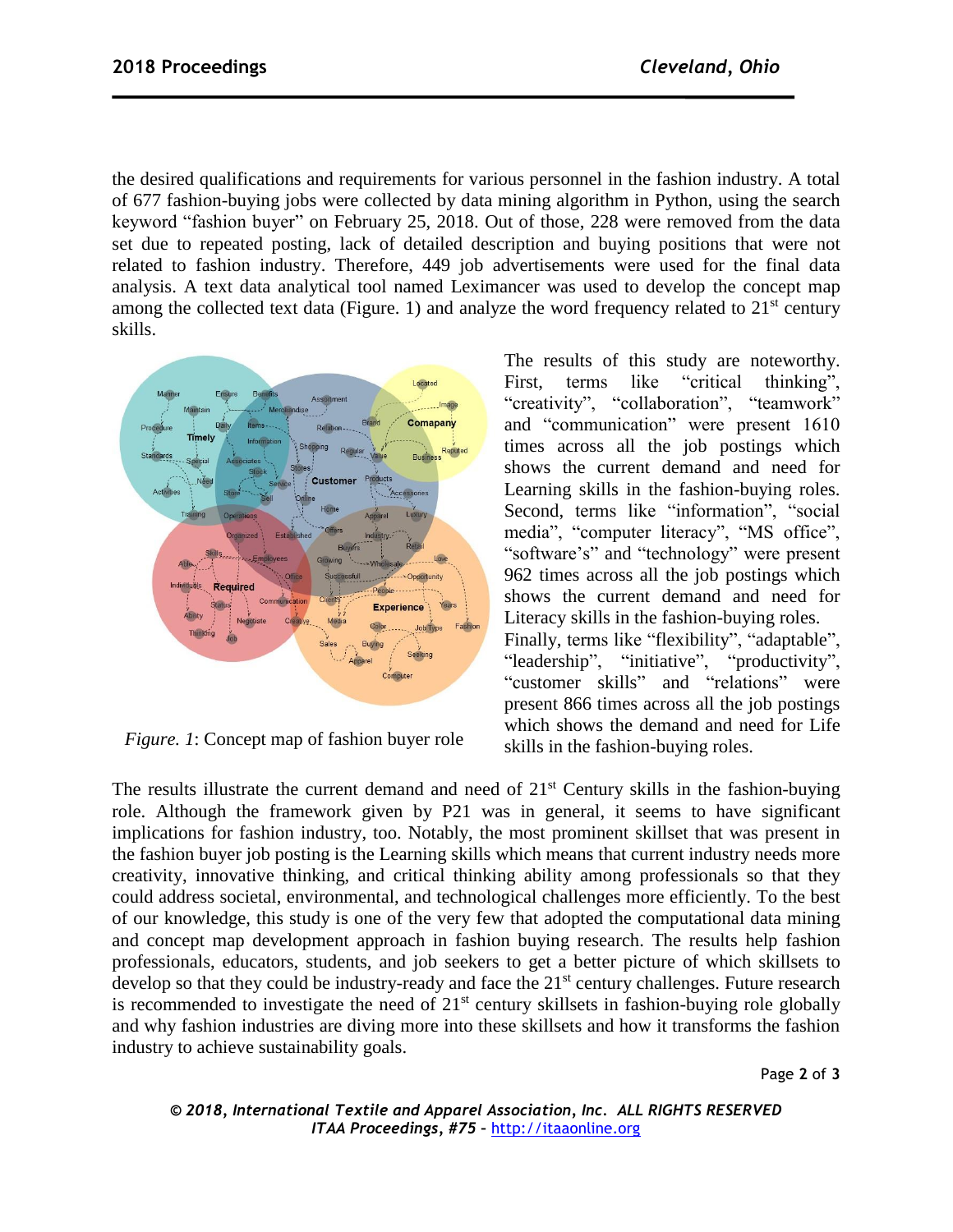the desired qualifications and requirements for various personnel in the fashion industry. A total of 677 fashion-buying jobs were collected by data mining algorithm in Python, using the search keyword "fashion buyer" on February 25, 2018. Out of those, 228 were removed from the data set due to repeated posting, lack of detailed description and buying positions that were not related to fashion industry. Therefore, 449 job advertisements were used for the final data analysis. A text data analytical tool named Leximancer was used to develop the concept map among the collected text data (Figure. 1) and analyze the word frequency related to 21st century skills.

*Figure. 1*: Concept map of fashion buyer role

The results of this study are noteworthy. First, terms like "critical thinking", "creativity", "collaboration", "teamwork" and "communication" were present 1610 times across all the job postings which shows the current demand and need for Learning skills in the fashion-buying roles. Second, terms like "information", "social media", "computer literacy", "MS office", "software's" and "technology" were present 962 times across all the job postings which shows the current demand and need for Literacy skills in the fashion-buying roles. Finally, terms like "flexibility", "adaptable", "leadership", "initiative", "productivity", "customer skills" and "relations" were present 866 times across all the job postings which shows the demand and need for Life skills in the fashion-buying roles.

The results illustrate the current demand and need of 21st Century skills in the fashion-buying role. Although the framework given by P21 was in general, it seems to have significant implications for fashion industry, too. Notably, the most prominent skillset that was present in the fashion buyer job posting is the Learning skills which means that current industry needs more creativity, innovative thinking, and critical thinking ability among professionals so that they could address societal, environmental, and technological challenges more efficiently. To the best of our knowledge, this study is one of the very few that adopted the computational data mining and concept map development approach in fashion buying research. The results help fashion professionals, educators, students, and job seekers to get a better picture of which skillsets to develop so that they could be industry-ready and face the 21st century challenges. Future research is recommended to investigate the need of 21st century skillsets in fashion-buying role globally and why fashion industries are diving more into these skillsets and how it transforms the fashion industry to achieve sustainability goals.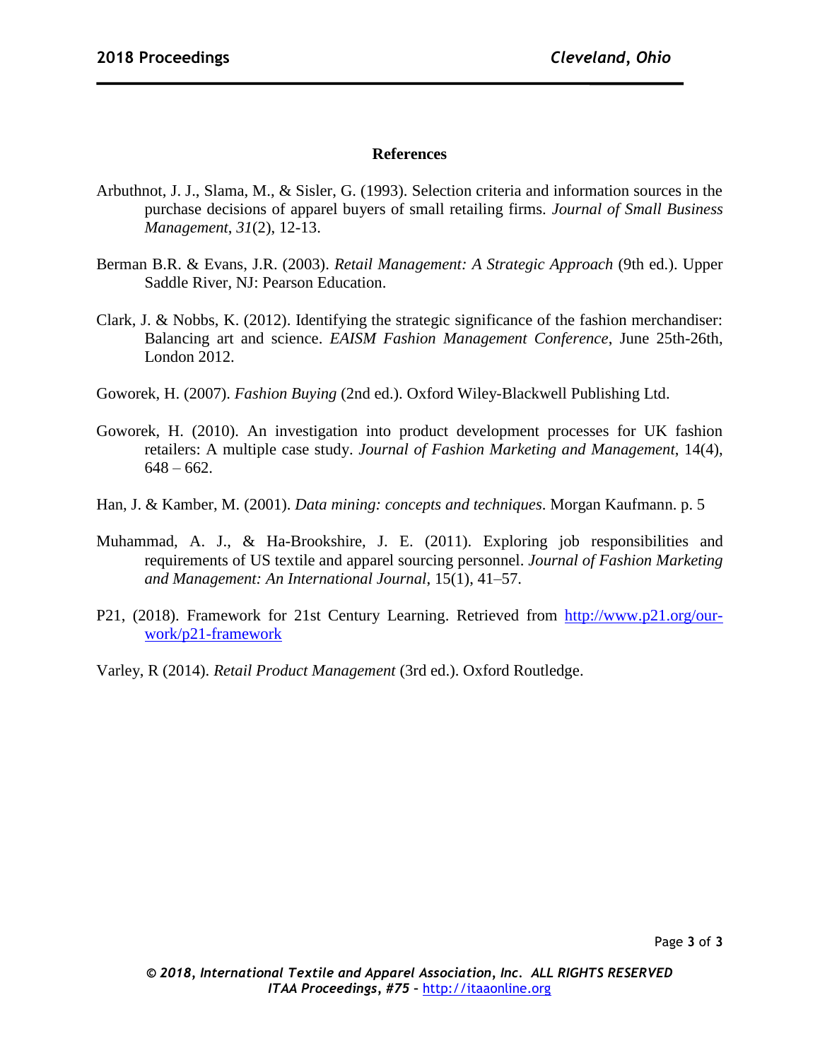## References

Arbuthnot, J. J., Slama, M., & Sisler, G. (1993). Selection criteria and information sources in the purchase decisions of apparel buyers of small retailing firms. *Journal of Small Business Management*, *31*(2), 12-13.

Berman B.R. & Evans, J.R. (2003). *Retail Management: A Strategic Approach* (9th ed.). Upper Saddle River, NJ: Pearson Education.

Clark, J. & Nobbs, K. (2012). Identifying the strategic significance of the fashion merchandiser: Balancing art and science. *EAISM Fashion Management Conference*, June 25th-26th, London 2012.

Goworek, H. (2007). *Fashion Buying* (2nd ed.). Oxford Wiley-Blackwell Publishing Ltd.

Goworek, H. (2010). An investigation into product development processes for UK fashion retailers: A multiple case study. *Journal of Fashion Marketing and Management*, 14(4), 648 – 662.

Han, J. & Kamber, M. (2001). *Data mining: concepts and techniques*. Morgan Kaufmann. p. 5

Muhammad, A. J., & Ha-Brookshire, J. E. (2011). Exploring job responsibilities and requirements of US textile and apparel sourcing personnel. *Journal of Fashion Marketing and Management: An International Journal*, 15(1), 41–57.

P21, (2018). Framework for 21st Century Learning. Retrieved from [http://www.p21.org/our-work/p21-framework](http://www.p21.org/our-work/p21-framework)

Varley, R (2014). *Retail Product Management* (3rd ed.). Oxford Routledge.